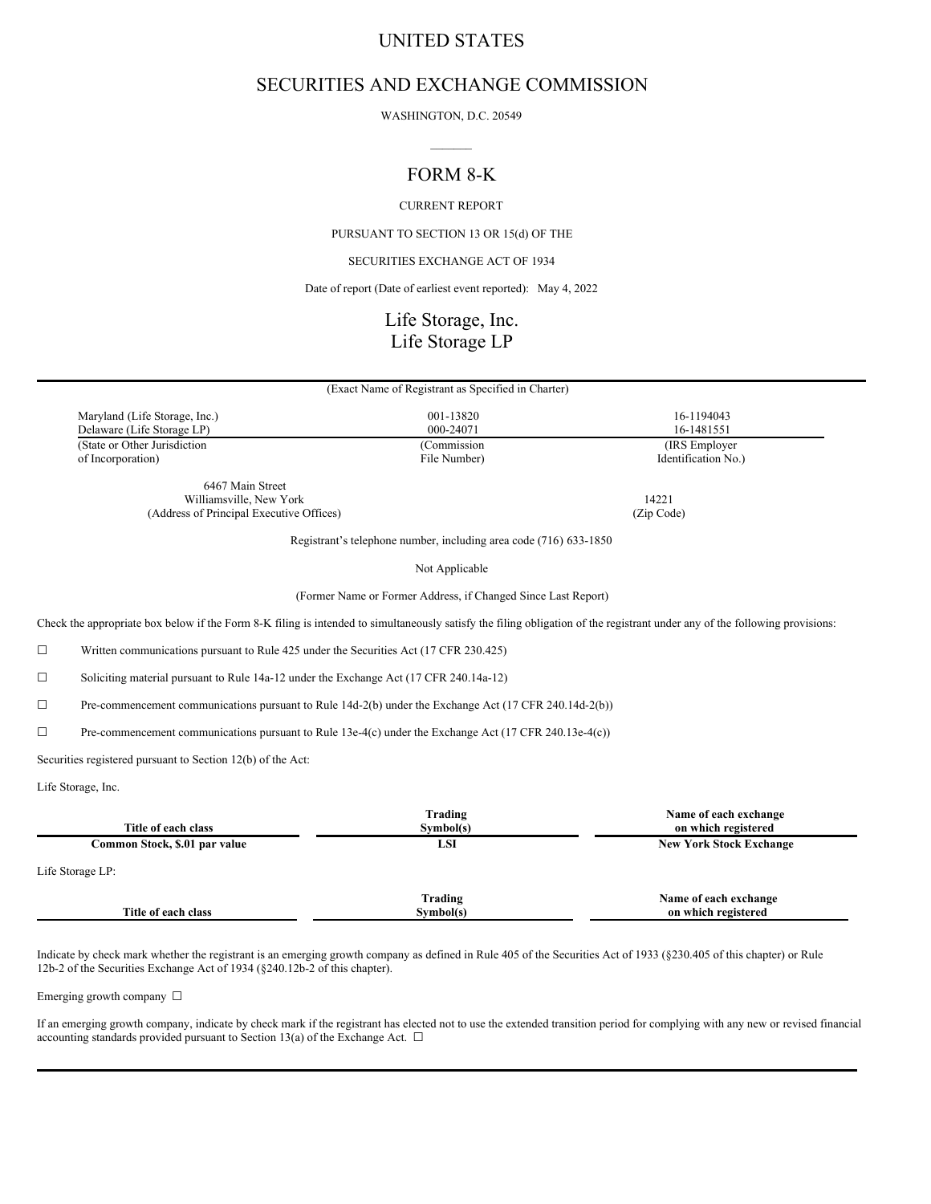# UNITED STATES

# SECURITIES AND EXCHANGE COMMISSION

WASHINGTON, D.C. 20549

---

# FORM 8-K

CURRENT REPORT

PURSUANT TO SECTION 13 OR 15(d) OF THE

SECURITIES EXCHANGE ACT OF 1934

Date of report (Date of earliest event reported): May 4, 2022

# Life Storage, Inc.
# Life Storage LP

(Exact Name of Registrant as Specified in Charter)

| (State or Other Jurisdiction of Incorporation) | (Commission File Number) | (IRS Employer Identification No.) |
|---|---|---|
| Maryland (Life Storage, Inc.) | 001-13820 | 16-1194043 |
| Delaware (Life Storage LP) | 000-24071 | 16-1481551 |

6467 Main Street
Williamsville, New York 14221
(Address of Principal Executive Offices) (Zip Code)

Registrant's telephone number, including area code (716) 633-1850

Not Applicable

(Former Name or Former Address, if Changed Since Last Report)

Check the appropriate box below if the Form 8-K filing is intended to simultaneously satisfy the filing obligation of the registrant under any of the following provisions:

☐ Written communications pursuant to Rule 425 under the Securities Act (17 CFR 230.425)

☐ Soliciting material pursuant to Rule 14a-12 under the Exchange Act (17 CFR 240.14a-12)

☐ Pre-commencement communications pursuant to Rule 14d-2(b) under the Exchange Act (17 CFR 240.14d-2(b))

☐ Pre-commencement communications pursuant to Rule 13e-4(c) under the Exchange Act (17 CFR 240.13e-4(c))

Securities registered pursuant to Section 12(b) of the Act:

Life Storage, Inc.

| Title of each class | Trading Symbol(s) | Name of each exchange on which registered |
|---|---|---|
| **Common Stock, $.01 par value** | **LSI** | **New York Stock Exchange** |

Life Storage LP:

| Title of each class | Trading Symbol(s) | Name of each exchange on which registered |
|---|---|---|

Indicate by check mark whether the registrant is an emerging growth company as defined in Rule 405 of the Securities Act of 1933 (§230.405 of this chapter) or Rule 12b-2 of the Securities Exchange Act of 1934 (§240.12b-2 of this chapter).

Emerging growth company ☐

If an emerging growth company, indicate by check mark if the registrant has elected not to use the extended transition period for complying with any new or revised financial accounting standards provided pursuant to Section 13(a) of the Exchange Act. ☐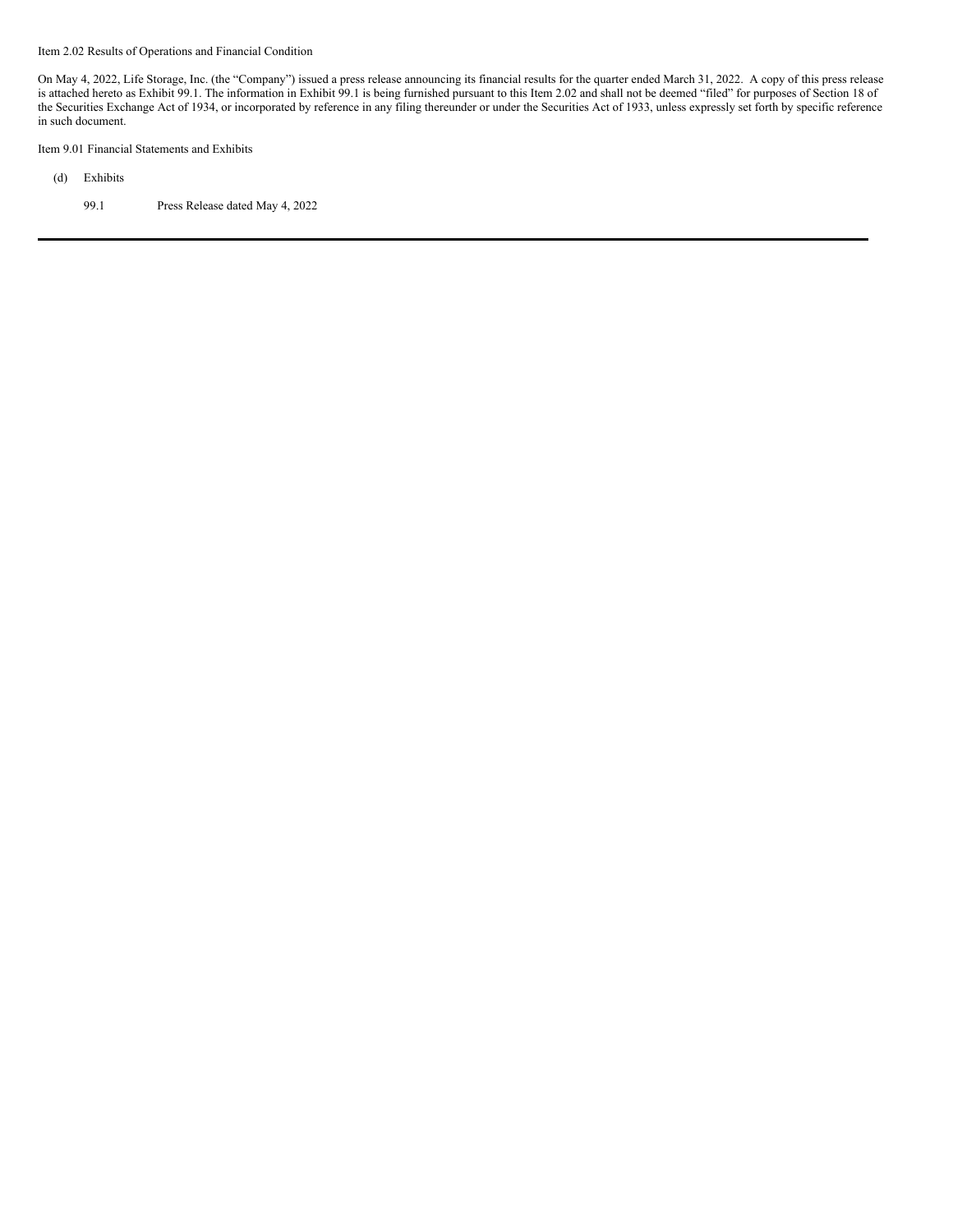Item 2.02 Results of Operations and Financial Condition

On May 4, 2022, Life Storage, Inc. (the "Company") issued a press release announcing its financial results for the quarter ended March 31, 2022. A copy of this press release is attached hereto as Exhibit 99.1. The information in Exhibit 99.1 is being furnished pursuant to this Item 2.02 and shall not be deemed "filed" for purposes of Section 18 of the Securities Exchange Act of 1934, or incorporated by reference in any filing thereunder or under the Securities Act of 1933, unless expressly set forth by specific reference in such document.

Item 9.01 Financial Statements and Exhibits

(d) Exhibits

99.1 Press Release dated May 4, 2022

---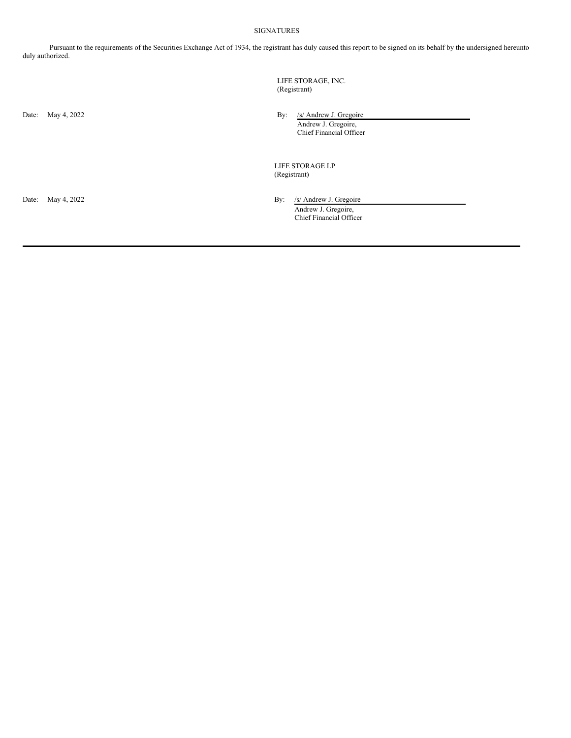SIGNATURES

Pursuant to the requirements of the Securities Exchange Act of 1934, the registrant has duly caused this report to be signed on its behalf by the undersigned hereunto duly authorized.

LIFE STORAGE, INC.
(Registrant)

Date: May 4, 2022

By: /s/ Andrew J. Gregoire
Andrew J. Gregoire,
Chief Financial Officer

LIFE STORAGE LP
(Registrant)

Date: May 4, 2022

By: /s/ Andrew J. Gregoire
Andrew J. Gregoire,
Chief Financial Officer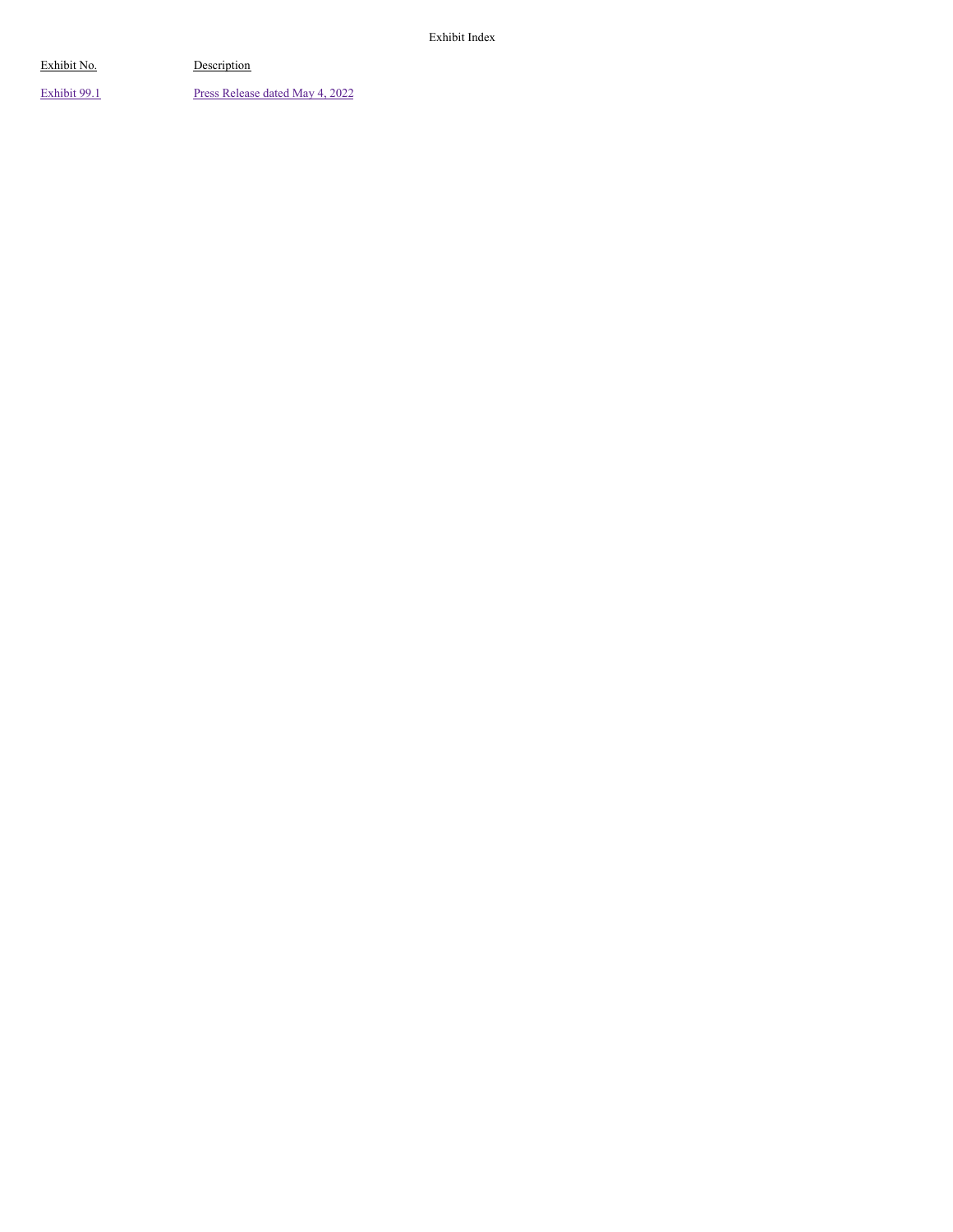Exhibit Index

| Exhibit No. | Description |
| --- | --- |
| Exhibit 99.1 | Press Release dated May 4, 2022 |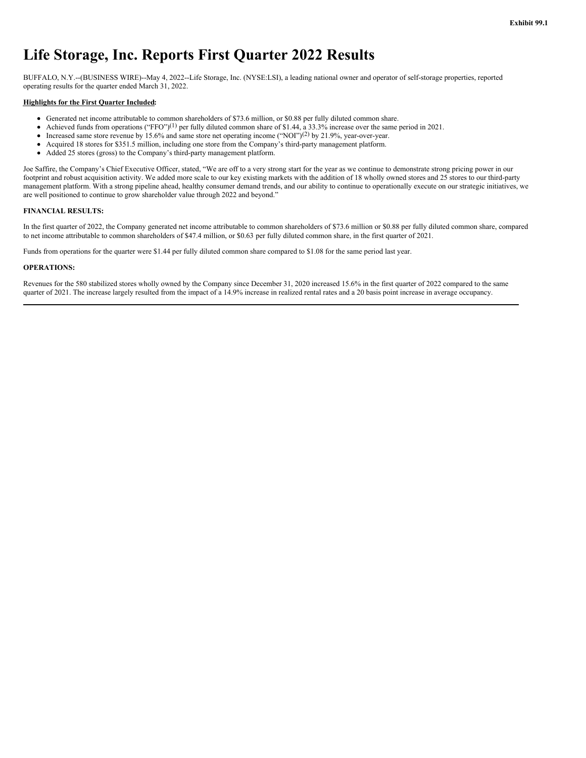Exhibit 99.1

# Life Storage, Inc. Reports First Quarter 2022 Results

BUFFALO, N.Y.--(BUSINESS WIRE)--May 4, 2022--Life Storage, Inc. (NYSE:LSI), a leading national owner and operator of self-storage properties, reported operating results for the quarter ended March 31, 2022.

**Highlights for the First Quarter Included:**

- Generated net income attributable to common shareholders of $73.6 million, or $0.88 per fully diluted common share.
- Achieved funds from operations (“FFO”)(1) per fully diluted common share of $1.44, a 33.3% increase over the same period in 2021.
- Increased same store revenue by 15.6% and same store net operating income (“NOI”)(2) by 21.9%, year-over-year.
- Acquired 18 stores for $351.5 million, including one store from the Company’s third-party management platform.
- Added 25 stores (gross) to the Company’s third-party management platform.

Joe Saffire, the Company’s Chief Executive Officer, stated, “We are off to a very strong start for the year as we continue to demonstrate strong pricing power in our footprint and robust acquisition activity. We added more scale to our key existing markets with the addition of 18 wholly owned stores and 25 stores to our third-party management platform. With a strong pipeline ahead, healthy consumer demand trends, and our ability to continue to operationally execute on our strategic initiatives, we are well positioned to continue to grow shareholder value through 2022 and beyond.”

**FINANCIAL RESULTS:**

In the first quarter of 2022, the Company generated net income attributable to common shareholders of $73.6 million or $0.88 per fully diluted common share, compared to net income attributable to common shareholders of $47.4 million, or $0.63 per fully diluted common share, in the first quarter of 2021.

Funds from operations for the quarter were $1.44 per fully diluted common share compared to $1.08 for the same period last year.

**OPERATIONS:**

Revenues for the 580 stabilized stores wholly owned by the Company since December 31, 2020 increased 15.6% in the first quarter of 2022 compared to the same quarter of 2021. The increase largely resulted from the impact of a 14.9% increase in realized rental rates and a 20 basis point increase in average occupancy.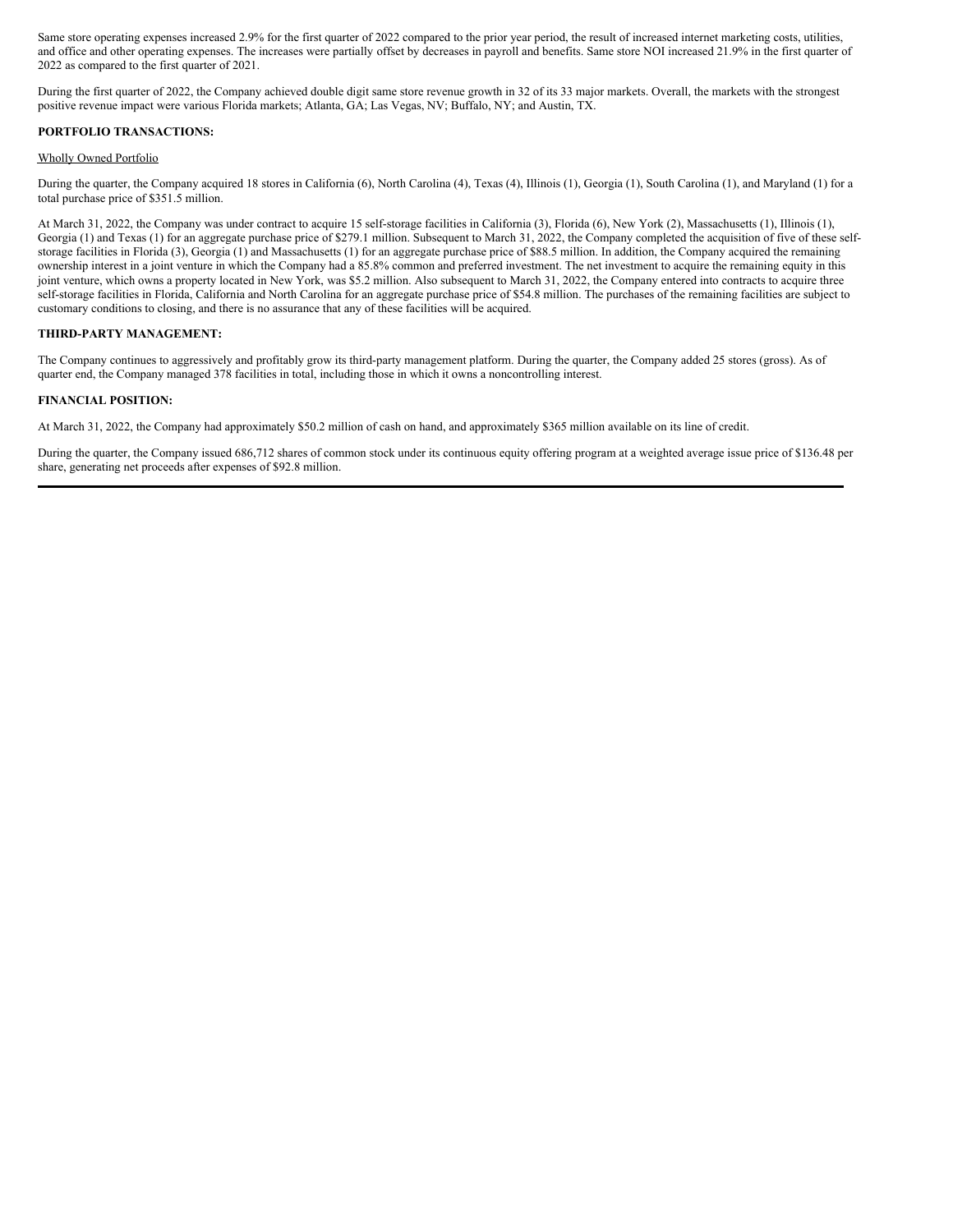Same store operating expenses increased 2.9% for the first quarter of 2022 compared to the prior year period, the result of increased internet marketing costs, utilities, and office and other operating expenses. The increases were partially offset by decreases in payroll and benefits. Same store NOI increased 21.9% in the first quarter of 2022 as compared to the first quarter of 2021.

During the first quarter of 2022, the Company achieved double digit same store revenue growth in 32 of its 33 major markets. Overall, the markets with the strongest positive revenue impact were various Florida markets; Atlanta, GA; Las Vegas, NV; Buffalo, NY; and Austin, TX.

**PORTFOLIO TRANSACTIONS:**

Wholly Owned Portfolio

During the quarter, the Company acquired 18 stores in California (6), North Carolina (4), Texas (4), Illinois (1), Georgia (1), South Carolina (1), and Maryland (1) for a total purchase price of $351.5 million.

At March 31, 2022, the Company was under contract to acquire 15 self-storage facilities in California (3), Florida (6), New York (2), Massachusetts (1), Illinois (1), Georgia (1) and Texas (1) for an aggregate purchase price of $279.1 million. Subsequent to March 31, 2022, the Company completed the acquisition of five of these self-storage facilities in Florida (3), Georgia (1) and Massachusetts (1) for an aggregate purchase price of $88.5 million. In addition, the Company acquired the remaining ownership interest in a joint venture in which the Company had a 85.8% common and preferred investment. The net investment to acquire the remaining equity in this joint venture, which owns a property located in New York, was $5.2 million. Also subsequent to March 31, 2022, the Company entered into contracts to acquire three self-storage facilities in Florida, California and North Carolina for an aggregate purchase price of $54.8 million. The purchases of the remaining facilities are subject to customary conditions to closing, and there is no assurance that any of these facilities will be acquired.

**THIRD-PARTY MANAGEMENT:**

The Company continues to aggressively and profitably grow its third-party management platform. During the quarter, the Company added 25 stores (gross). As of quarter end, the Company managed 378 facilities in total, including those in which it owns a noncontrolling interest.

**FINANCIAL POSITION:**

At March 31, 2022, the Company had approximately $50.2 million of cash on hand, and approximately $365 million available on its line of credit.

During the quarter, the Company issued 686,712 shares of common stock under its continuous equity offering program at a weighted average issue price of $136.48 per share, generating net proceeds after expenses of $92.8 million.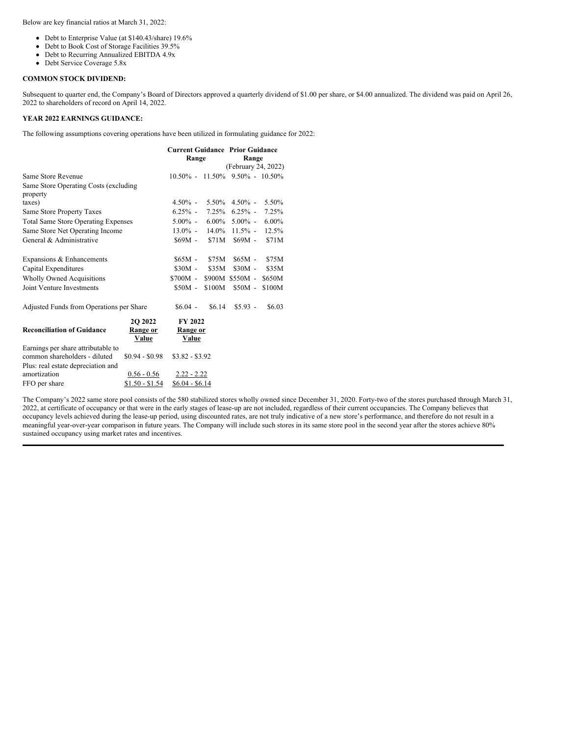Below are key financial ratios at March 31, 2022:

- Debt to Enterprise Value (at $140.43/share) 19.6%
- Debt to Book Cost of Storage Facilities 39.5%
- Debt to Recurring Annualized EBITDA 4.9x
- Debt Service Coverage 5.8x

**COMMON STOCK DIVIDEND:**

Subsequent to quarter end, the Company's Board of Directors approved a quarterly dividend of $1.00 per share, or $4.00 annualized. The dividend was paid on April 26, 2022 to shareholders of record on April 14, 2022.

**YEAR 2022 EARNINGS GUIDANCE:**

The following assumptions covering operations have been utilized in formulating guidance for 2022:

| | Current Guidance Range | Prior Guidance Range (February 24, 2022) |
|---|---|---|
| Same Store Revenue | 10.50% - 11.50% | 9.50% - 10.50% |
| Same Store Operating Costs (excluding property taxes) | 4.50% - 5.50% | 4.50% - 5.50% |
| Same Store Property Taxes | 6.25% - 7.25% | 6.25% - 7.25% |
| Total Same Store Operating Expenses | 5.00% - 6.00% | 5.00% - 6.00% |
| Same Store Net Operating Income | 13.0% - 14.0% | 11.5% - 12.5% |
| General & Administrative | $69M - $71M | $69M - $71M |
| | | |
| Expansions & Enhancements | $65M - $75M | $65M - $75M |
| Capital Expenditures | $30M - $35M | $30M - $35M |
| Wholly Owned Acquisitions | $700M - $900M | $550M - $650M |
| Joint Venture Investments | $50M - $100M | $50M - $100M |
| | | |
| Adjusted Funds from Operations per Share | $6.04 - $6.14 | $5.93 - $6.03 |

| Reconciliation of Guidance | 2Q 2022 Range or Value | FY 2022 Range or Value |
|---|---|---|
| Earnings per share attributable to common shareholders - diluted | $0.94 - $0.98 | $3.82 - $3.92 |
| Plus: real estate depreciation and amortization | 0.56 - 0.56 | 2.22 - 2.22 |
| FFO per share | $1.50 - $1.54 | $6.04 - $6.14 |

The Company's 2022 same store pool consists of the 580 stabilized stores wholly owned since December 31, 2020. Forty-two of the stores purchased through March 31, 2022, at certificate of occupancy or that were in the early stages of lease-up are not included, regardless of their current occupancies. The Company believes that occupancy levels achieved during the lease-up period, using discounted rates, are not truly indicative of a new store's performance, and therefore do not result in a meaningful year-over-year comparison in future years. The Company will include such stores in its same store pool in the second year after the stores achieve 80% sustained occupancy using market rates and incentives.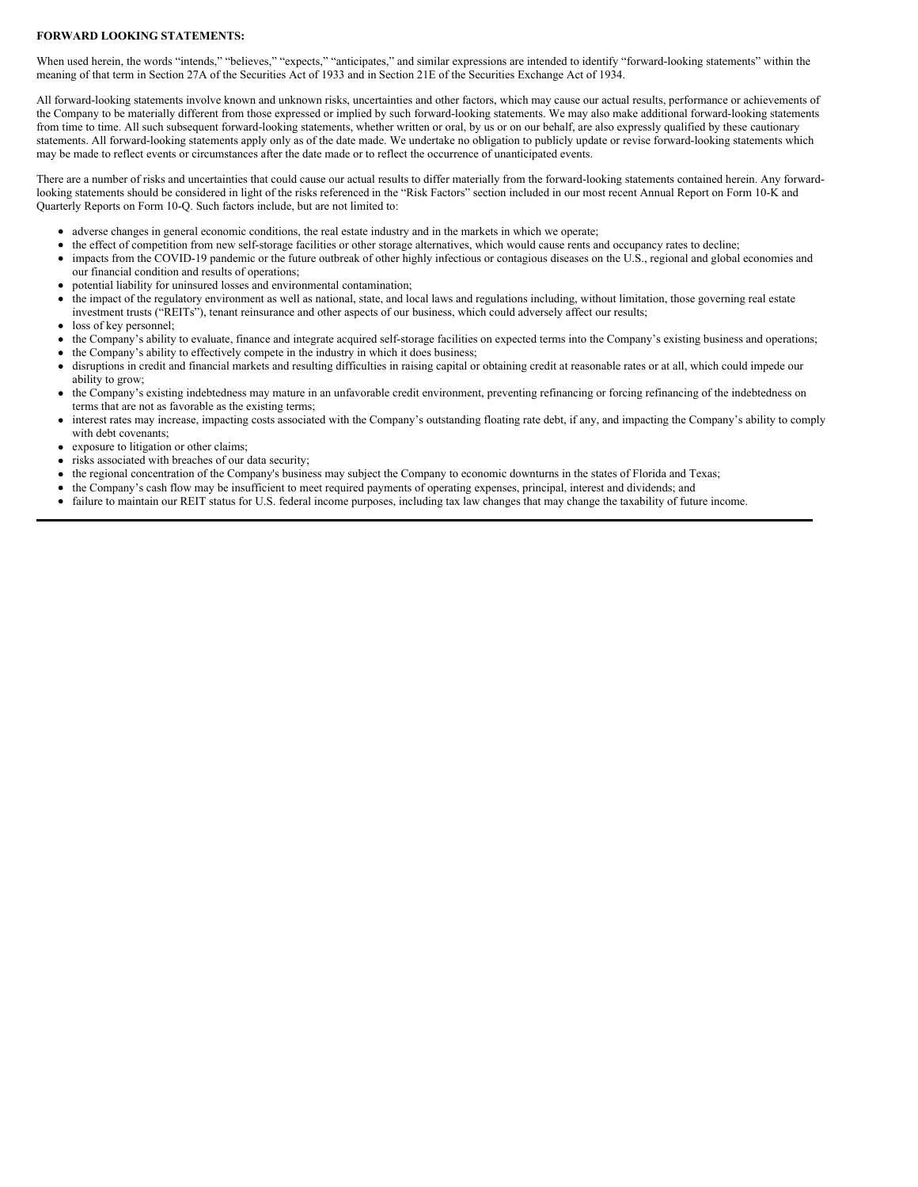**FORWARD LOOKING STATEMENTS:**

When used herein, the words "intends," "believes," "expects," "anticipates," and similar expressions are intended to identify "forward-looking statements" within the meaning of that term in Section 27A of the Securities Act of 1933 and in Section 21E of the Securities Exchange Act of 1934.

All forward-looking statements involve known and unknown risks, uncertainties and other factors, which may cause our actual results, performance or achievements of the Company to be materially different from those expressed or implied by such forward-looking statements. We may also make additional forward-looking statements from time to time. All such subsequent forward-looking statements, whether written or oral, by us or on our behalf, are also expressly qualified by these cautionary statements. All forward-looking statements apply only as of the date made. We undertake no obligation to publicly update or revise forward-looking statements which may be made to reflect events or circumstances after the date made or to reflect the occurrence of unanticipated events.

There are a number of risks and uncertainties that could cause our actual results to differ materially from the forward-looking statements contained herein. Any forward-looking statements should be considered in light of the risks referenced in the "Risk Factors" section included in our most recent Annual Report on Form 10-K and Quarterly Reports on Form 10-Q. Such factors include, but are not limited to:

- adverse changes in general economic conditions, the real estate industry and in the markets in which we operate;
- the effect of competition from new self-storage facilities or other storage alternatives, which would cause rents and occupancy rates to decline;
- impacts from the COVID-19 pandemic or the future outbreak of other highly infectious or contagious diseases on the U.S., regional and global economies and our financial condition and results of operations;
- potential liability for uninsured losses and environmental contamination;
- the impact of the regulatory environment as well as national, state, and local laws and regulations including, without limitation, those governing real estate investment trusts ("REITs"), tenant reinsurance and other aspects of our business, which could adversely affect our results;
- loss of key personnel;
- the Company's ability to evaluate, finance and integrate acquired self-storage facilities on expected terms into the Company's existing business and operations;
- the Company's ability to effectively compete in the industry in which it does business;
- disruptions in credit and financial markets and resulting difficulties in raising capital or obtaining credit at reasonable rates or at all, which could impede our ability to grow;
- the Company's existing indebtedness may mature in an unfavorable credit environment, preventing refinancing or forcing refinancing of the indebtedness on terms that are not as favorable as the existing terms;
- interest rates may increase, impacting costs associated with the Company's outstanding floating rate debt, if any, and impacting the Company's ability to comply with debt covenants;
- exposure to litigation or other claims;
- risks associated with breaches of our data security;
- the regional concentration of the Company's business may subject the Company to economic downturns in the states of Florida and Texas;
- the Company's cash flow may be insufficient to meet required payments of operating expenses, principal, interest and dividends; and
- failure to maintain our REIT status for U.S. federal income purposes, including tax law changes that may change the taxability of future income.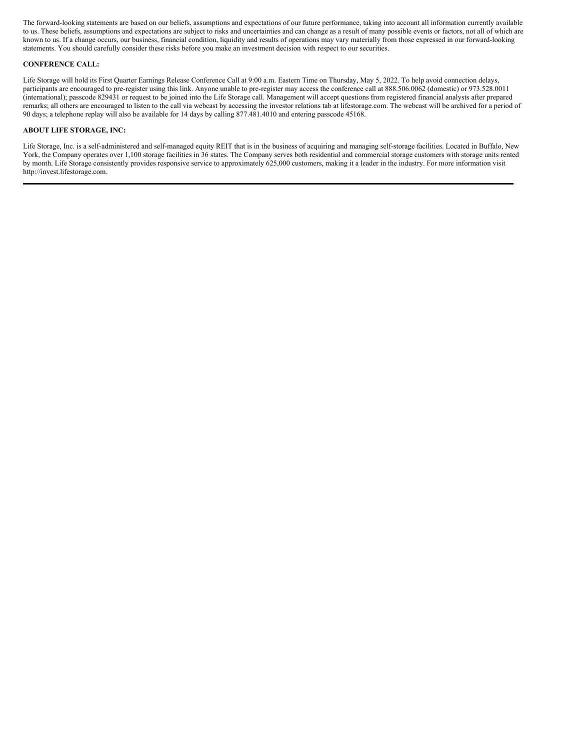The forward-looking statements are based on our beliefs, assumptions and expectations of our future performance, taking into account all information currently available to us. These beliefs, assumptions and expectations are subject to risks and uncertainties and can change as a result of many possible events or factors, not all of which are known to us. If a change occurs, our business, financial condition, liquidity and results of operations may vary materially from those expressed in our forward-looking statements. You should carefully consider these risks before you make an investment decision with respect to our securities.

**CONFERENCE CALL:**

Life Storage will hold its First Quarter Earnings Release Conference Call at 9:00 a.m. Eastern Time on Thursday, May 5, 2022. To help avoid connection delays, participants are encouraged to pre-register using this link. Anyone unable to pre-register may access the conference call at 888.506.0062 (domestic) or 973.528.0011 (international); passcode 829431 or request to be joined into the Life Storage call. Management will accept questions from registered financial analysts after prepared remarks; all others are encouraged to listen to the call via webcast by accessing the investor relations tab at lifestorage.com. The webcast will be archived for a period of 90 days; a telephone replay will also be available for 14 days by calling 877.481.4010 and entering passcode 45168.

**ABOUT LIFE STORAGE, INC:**

Life Storage, Inc. is a self-administered and self-managed equity REIT that is in the business of acquiring and managing self-storage facilities. Located in Buffalo, New York, the Company operates over 1,100 storage facilities in 36 states. The Company serves both residential and commercial storage customers with storage units rented by month. Life Storage consistently provides responsive service to approximately 625,000 customers, making it a leader in the industry. For more information visit http://invest.lifestorage.com.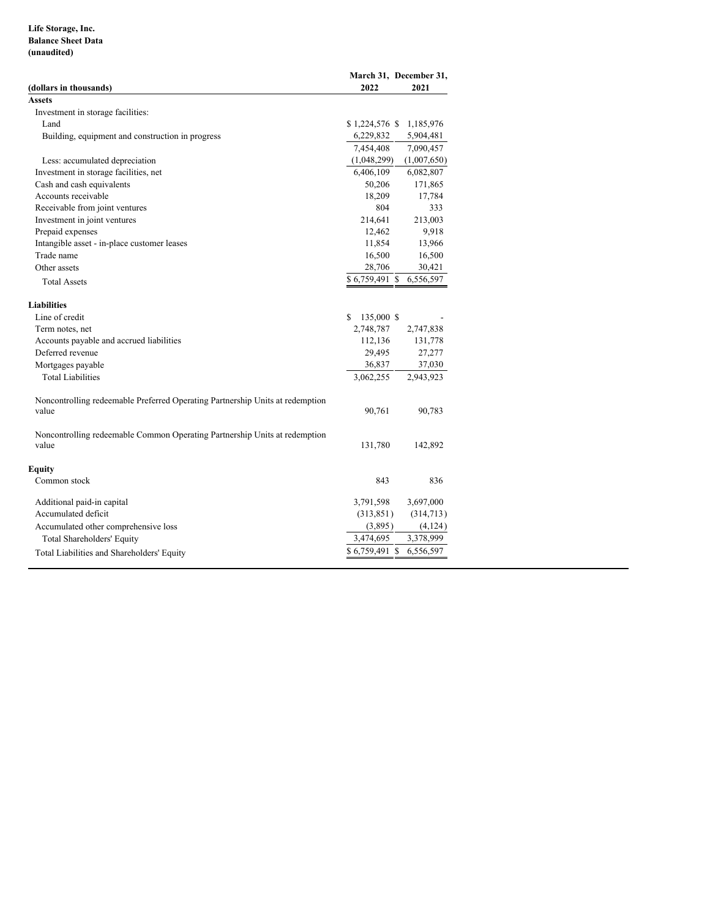**Life Storage, Inc.**
**Balance Sheet Data**
**(unaudited)**

| (dollars in thousands) | March 31, 2022 | December 31, 2021 |
|---|---|---|
| **Assets** | | |
| Investment in storage facilities: | | |
| Land | $ 1,224,576 | $ 1,185,976 |
| Building, equipment and construction in progress | 6,229,832 | 5,904,481 |
| | 7,454,408 | 7,090,457 |
| Less: accumulated depreciation | (1,048,299) | (1,007,650) |
| Investment in storage facilities, net | 6,406,109 | 6,082,807 |
| Cash and cash equivalents | 50,206 | 171,865 |
| Accounts receivable | 18,209 | 17,784 |
| Receivable from joint ventures | 804 | 333 |
| Investment in joint ventures | 214,641 | 213,003 |
| Prepaid expenses | 12,462 | 9,918 |
| Intangible asset - in-place customer leases | 11,854 | 13,966 |
| Trade name | 16,500 | 16,500 |
| Other assets | 28,706 | 30,421 |
| Total Assets | $ 6,759,491 | $ 6,556,597 |
| | | |
| **Liabilities** | | |
| Line of credit | $ 135,000 | $ - |
| Term notes, net | 2,748,787 | 2,747,838 |
| Accounts payable and accrued liabilities | 112,136 | 131,778 |
| Deferred revenue | 29,495 | 27,277 |
| Mortgages payable | 36,837 | 37,030 |
| Total Liabilities | 3,062,255 | 2,943,923 |
| | | |
| Noncontrolling redeemable Preferred Operating Partnership Units at redemption value | 90,761 | 90,783 |
| | | |
| Noncontrolling redeemable Common Operating Partnership Units at redemption value | 131,780 | 142,892 |
| | | |
| **Equity** | | |
| Common stock | 843 | 836 |
| | | |
| Additional paid-in capital | 3,791,598 | 3,697,000 |
| Accumulated deficit | (313,851) | (314,713) |
| Accumulated other comprehensive loss | (3,895) | (4,124) |
| Total Shareholders' Equity | 3,474,695 | 3,378,999 |
| Total Liabilities and Shareholders' Equity | $ 6,759,491 | $ 6,556,597 |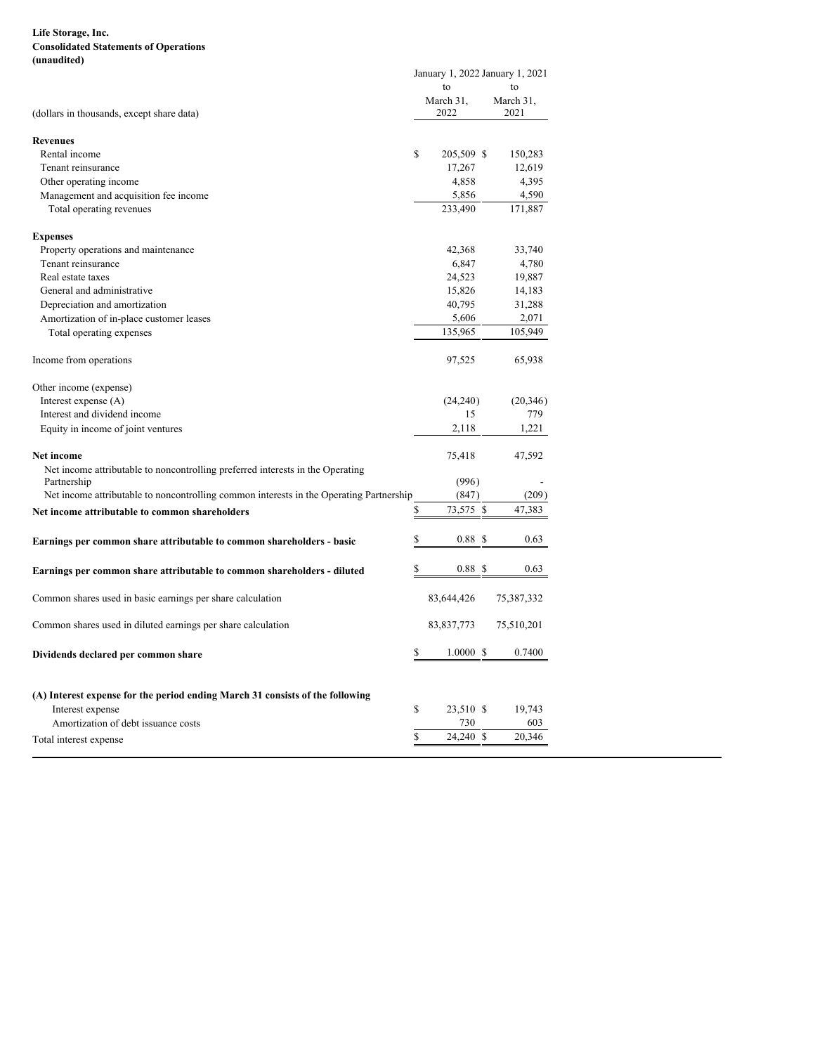**Life Storage, Inc.**
**Consolidated Statements of Operations**
**(unaudited)**

| (dollars in thousands, except share data) | January 1, 2022 to March 31, 2022 | January 1, 2021 to March 31, 2021 |
|---|---|---|
| **Revenues** | | |
| Rental income | $ 205,509 | $ 150,283 |
| Tenant reinsurance | 17,267 | 12,619 |
| Other operating income | 4,858 | 4,395 |
| Management and acquisition fee income | 5,856 | 4,590 |
| Total operating revenues | 233,490 | 171,887 |
| **Expenses** | | |
| Property operations and maintenance | 42,368 | 33,740 |
| Tenant reinsurance | 6,847 | 4,780 |
| Real estate taxes | 24,523 | 19,887 |
| General and administrative | 15,826 | 14,183 |
| Depreciation and amortization | 40,795 | 31,288 |
| Amortization of in-place customer leases | 5,606 | 2,071 |
| Total operating expenses | 135,965 | 105,949 |
| Income from operations | 97,525 | 65,938 |
| Other income (expense) | | |
| Interest expense (A) | (24,240) | (20,346) |
| Interest and dividend income | 15 | 779 |
| Equity in income of joint ventures | 2,118 | 1,221 |
| **Net income** | 75,418 | 47,592 |
| Net income attributable to noncontrolling preferred interests in the Operating Partnership | (996) | - |
| Net income attributable to noncontrolling common interests in the Operating Partnership | (847) | (209) |
| **Net income attributable to common shareholders** | $ 73,575 | $ 47,383 |
| **Earnings per common share attributable to common shareholders - basic** | $ 0.88 | $ 0.63 |
| **Earnings per common share attributable to common shareholders - diluted** | $ 0.88 | $ 0.63 |
| Common shares used in basic earnings per share calculation | 83,644,426 | 75,387,332 |
| Common shares used in diluted earnings per share calculation | 83,837,773 | 75,510,201 |
| **Dividends declared per common share** | $ 1.0000 | $ 0.7400 |

| **(A) Interest expense for the period ending March 31 consists of the following** | | |
|---|---|---|
| Interest expense | $ 23,510 | $ 19,743 |
| Amortization of debt issuance costs | 730 | 603 |
| Total interest expense | $ 24,240 | $ 20,346 |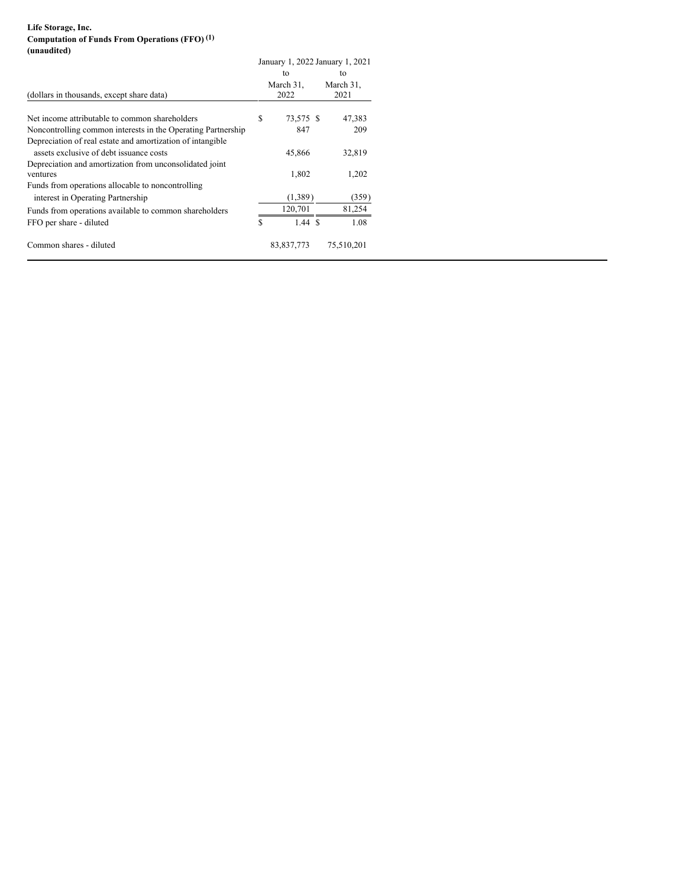**Life Storage, Inc.**
**Computation of Funds From Operations (FFO) [(1)]**
**(unaudited)**

| (dollars in thousands, except share data) | January 1, 2022 to March 31, 2022 | January 1, 2021 to March 31, 2021 |
|---|---|---|
| Net income attributable to common shareholders | $ 73,575 | $ 47,383 |
| Noncontrolling common interests in the Operating Partnership | 847 | 209 |
| Depreciation of real estate and amortization of intangible assets exclusive of debt issuance costs | 45,866 | 32,819 |
| Depreciation and amortization from unconsolidated joint ventures | 1,802 | 1,202 |
| Funds from operations allocable to noncontrolling interest in Operating Partnership | (1,389) | (359) |
| Funds from operations available to common shareholders | 120,701 | 81,254 |
| FFO per share - diluted | $ 1.44 | $ 1.08 |
| Common shares - diluted | 83,837,773 | 75,510,201 |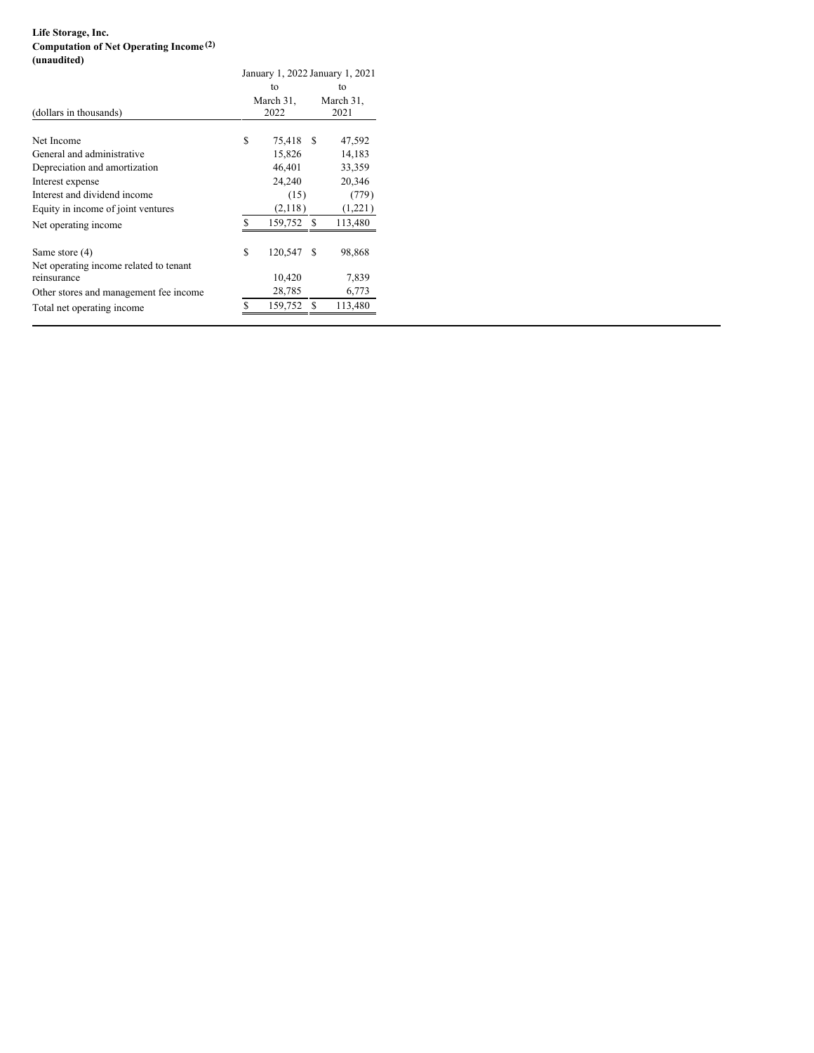**Life Storage, Inc.**
**Computation of Net Operating Income [2]**
**(unaudited)**

| (dollars in thousands) | January 1, 2022 to March 31, 2022 | January 1, 2021 to March 31, 2021 |
|---|---|---|
| Net Income | $ 75,418 | $ 47,592 |
| General and administrative | 15,826 | 14,183 |
| Depreciation and amortization | 46,401 | 33,359 |
| Interest expense | 24,240 | 20,346 |
| Interest and dividend income | (15) | (779) |
| Equity in income of joint ventures | (2,118) | (1,221) |
| Net operating income | $ 159,752 | $ 113,480 |
| | | |
| Same store (4) | $ 120,547 | $ 98,868 |
| Net operating income related to tenant reinsurance | 10,420 | 7,839 |
| Other stores and management fee income | 28,785 | 6,773 |
| Total net operating income | $ 159,752 | $ 113,480 |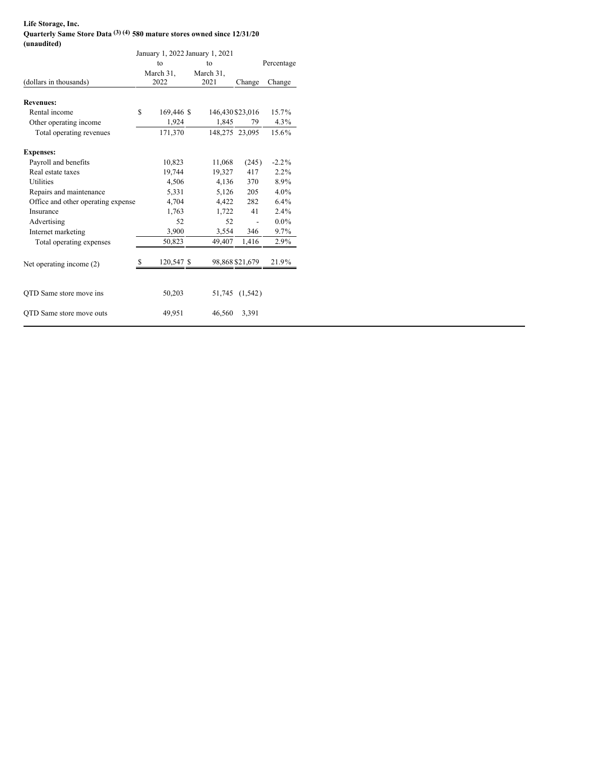**Life Storage, Inc.**
**Quarterly Same Store Data [3] [4] 580 mature stores owned since 12/31/20**
**(unaudited)**

| (dollars in thousands) | January 1, 2022 to March 31, 2022 | January 1, 2021 to March 31, 2021 | Change | Percentage Change |
|---|---|---|---|---|
| **Revenues:** | | | | |
| Rental income | $ 169,446 | $ 146,430 | $23,016 | 15.7% |
| Other operating income | 1,924 | 1,845 | 79 | 4.3% |
| Total operating revenues | 171,370 | 148,275 | 23,095 | 15.6% |
| **Expenses:** | | | | |
| Payroll and benefits | 10,823 | 11,068 | (245) | -2.2% |
| Real estate taxes | 19,744 | 19,327 | 417 | 2.2% |
| Utilities | 4,506 | 4,136 | 370 | 8.9% |
| Repairs and maintenance | 5,331 | 5,126 | 205 | 4.0% |
| Office and other operating expense | 4,704 | 4,422 | 282 | 6.4% |
| Insurance | 1,763 | 1,722 | 41 | 2.4% |
| Advertising | 52 | 52 | - | 0.0% |
| Internet marketing | 3,900 | 3,554 | 346 | 9.7% |
| Total operating expenses | 50,823 | 49,407 | 1,416 | 2.9% |
| Net operating income (2) | $ 120,547 | $ 98,868 | $21,679 | 21.9% |
| QTD Same store move ins | 50,203 | 51,745 | (1,542) | |
| QTD Same store move outs | 49,951 | 46,560 | 3,391 | |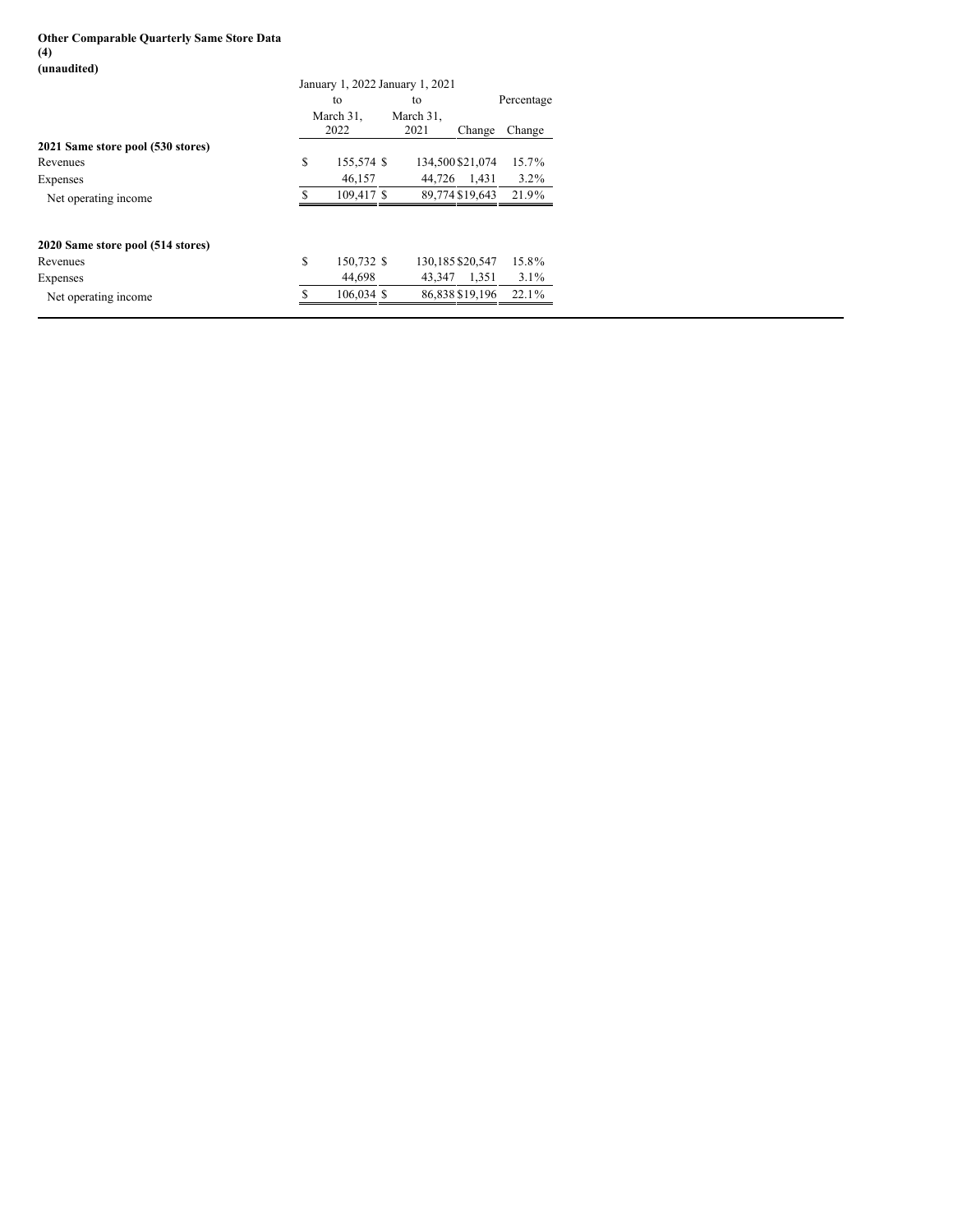**Other Comparable Quarterly Same Store Data (4)**
**(unaudited)**

| | January 1, 2022 to March 31, 2022 | January 1, 2021 to March 31, 2021 | Change | Percentage Change |
|---|---|---|---|---|
| **2021 Same store pool (530 stores)** | | | | |
| Revenues | $ 155,574 | $ 134,500 | $21,074 | 15.7% |
| Expenses | 46,157 | 44,726 | 1,431 | 3.2% |
| Net operating income | $ 109,417 | $ 89,774 | $19,643 | 21.9% |
| | | | | |
| **2020 Same store pool (514 stores)** | | | | |
| Revenues | $ 150,732 | $ 130,185 | $20,547 | 15.8% |
| Expenses | 44,698 | 43,347 | 1,351 | 3.1% |
| Net operating income | $ 106,034 | $ 86,838 | $19,196 | 22.1% |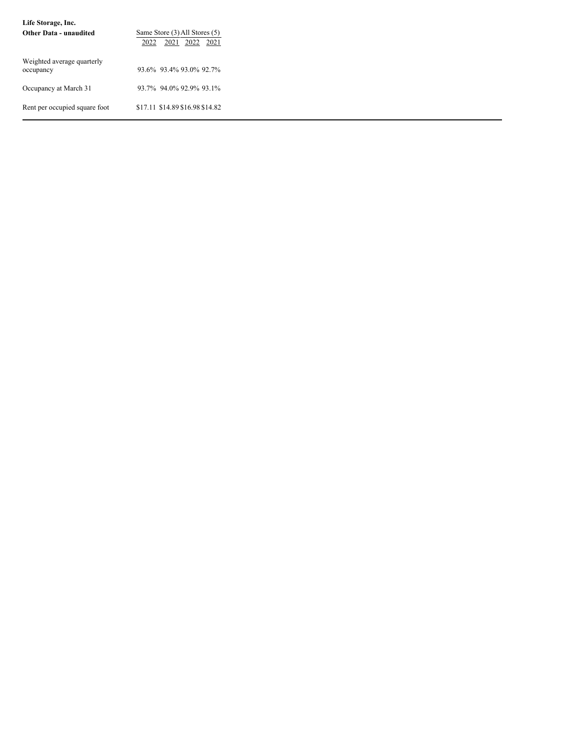**Life Storage, Inc.**

| **Other Data - unaudited** | Same Store (3) | | All Stores (5) | |
|---|---|---|---|---|
| | 2022 | 2021 | 2022 | 2021 |
| Weighted average quarterly occupancy | 93.6% | 93.4% | 93.0% | 92.7% |
| Occupancy at March 31 | 93.7% | 94.0% | 92.9% | 93.1% |
| Rent per occupied square foot | $17.11 | $14.89 | $16.98 | $14.82 |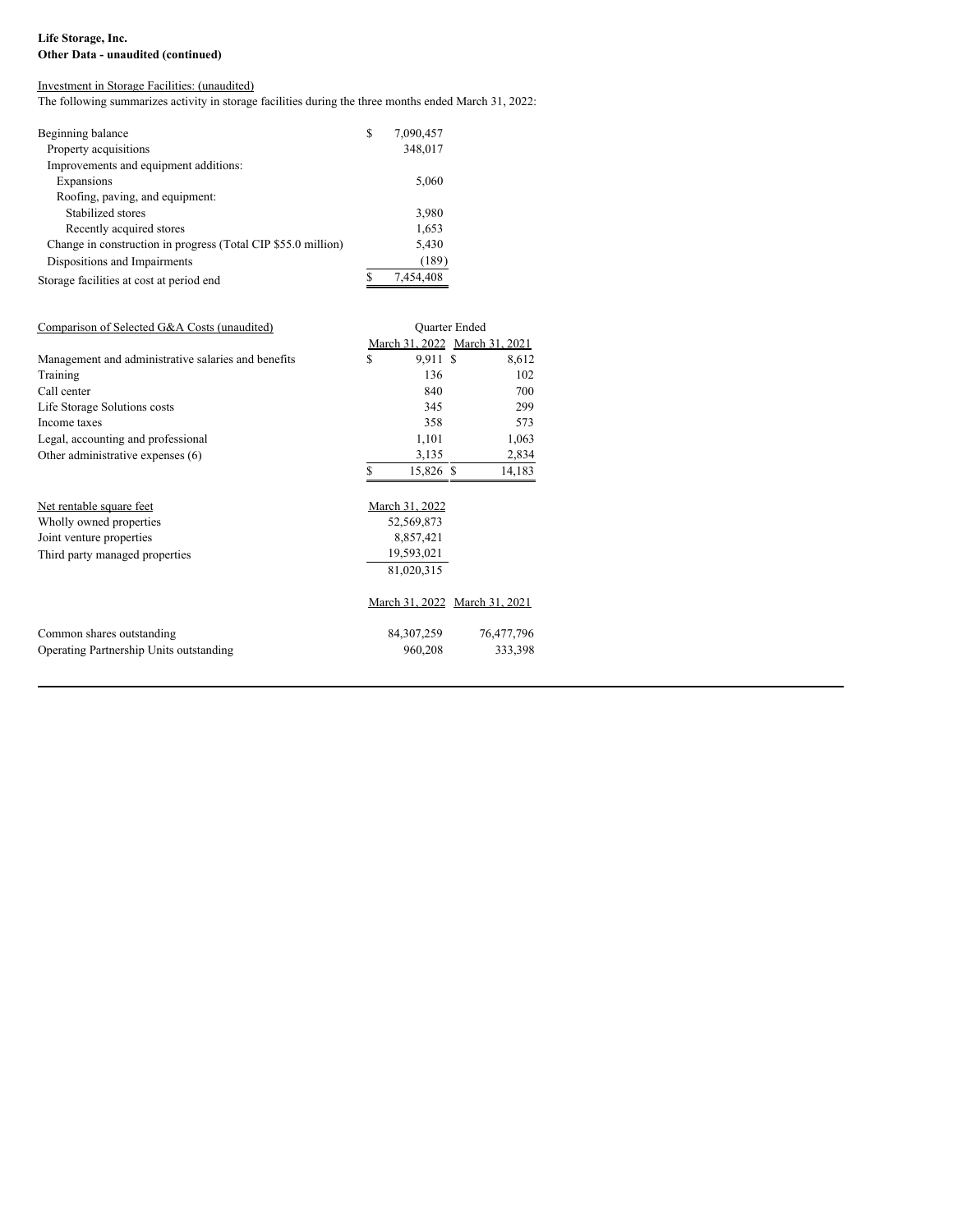**Life Storage, Inc.**
**Other Data - unaudited (continued)**

Investment in Storage Facilities: (unaudited)

The following summarizes activity in storage facilities during the three months ended March 31, 2022:

| | |
|---|---|
| Beginning balance | $ 7,090,457 |
| Property acquisitions | 348,017 |
| Improvements and equipment additions: | |
| Expansions | 5,060 |
| Roofing, paving, and equipment: | |
| Stabilized stores | 3,980 |
| Recently acquired stores | 1,653 |
| Change in construction in progress (Total CIP $55.0 million) | 5,430 |
| Dispositions and Impairments | (189) |
| Storage facilities at cost at period end | $ 7,454,408 |

| Comparison of Selected G&A Costs (unaudited) | Quarter Ended | |
|---|---|---|
| | March 31, 2022 | March 31, 2021 |
| Management and administrative salaries and benefits | $ 9,911 | $ 8,612 |
| Training | 136 | 102 |
| Call center | 840 | 700 |
| Life Storage Solutions costs | 345 | 299 |
| Income taxes | 358 | 573 |
| Legal, accounting and professional | 1,101 | 1,063 |
| Other administrative expenses (6) | 3,135 | 2,834 |
| | $ 15,826 | $ 14,183 |

| Net rentable square feet | March 31, 2022 |
|---|---|
| Wholly owned properties | 52,569,873 |
| Joint venture properties | 8,857,421 |
| Third party managed properties | 19,593,021 |
| | 81,020,315 |

| | March 31, 2022 | March 31, 2021 |
|---|---|---|
| Common shares outstanding | 84,307,259 | 76,477,796 |
| Operating Partnership Units outstanding | 960,208 | 333,398 |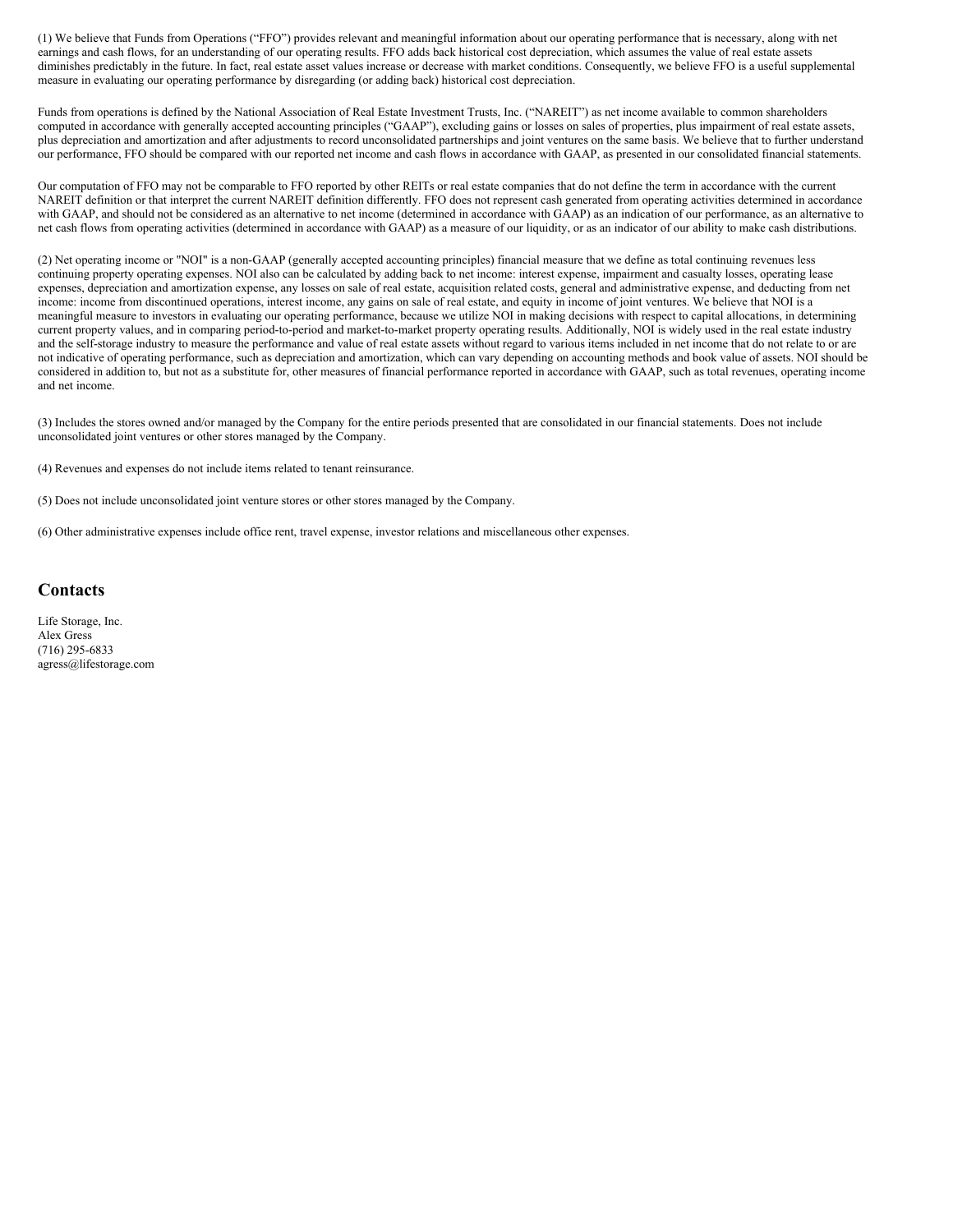(1) We believe that Funds from Operations ("FFO") provides relevant and meaningful information about our operating performance that is necessary, along with net earnings and cash flows, for an understanding of our operating results. FFO adds back historical cost depreciation, which assumes the value of real estate assets diminishes predictably in the future. In fact, real estate asset values increase or decrease with market conditions. Consequently, we believe FFO is a useful supplemental measure in evaluating our operating performance by disregarding (or adding back) historical cost depreciation.

Funds from operations is defined by the National Association of Real Estate Investment Trusts, Inc. ("NAREIT") as net income available to common shareholders computed in accordance with generally accepted accounting principles ("GAAP"), excluding gains or losses on sales of properties, plus impairment of real estate assets, plus depreciation and amortization and after adjustments to record unconsolidated partnerships and joint ventures on the same basis. We believe that to further understand our performance, FFO should be compared with our reported net income and cash flows in accordance with GAAP, as presented in our consolidated financial statements.

Our computation of FFO may not be comparable to FFO reported by other REITs or real estate companies that do not define the term in accordance with the current NAREIT definition or that interpret the current NAREIT definition differently. FFO does not represent cash generated from operating activities determined in accordance with GAAP, and should not be considered as an alternative to net income (determined in accordance with GAAP) as an indication of our performance, as an alternative to net cash flows from operating activities (determined in accordance with GAAP) as a measure of our liquidity, or as an indicator of our ability to make cash distributions.

(2) Net operating income or "NOI" is a non-GAAP (generally accepted accounting principles) financial measure that we define as total continuing revenues less continuing property operating expenses. NOI also can be calculated by adding back to net income: interest expense, impairment and casualty losses, operating lease expenses, depreciation and amortization expense, any losses on sale of real estate, acquisition related costs, general and administrative expense, and deducting from net income: income from discontinued operations, interest income, any gains on sale of real estate, and equity in income of joint ventures. We believe that NOI is a meaningful measure to investors in evaluating our operating performance, because we utilize NOI in making decisions with respect to capital allocations, in determining current property values, and in comparing period-to-period and market-to-market property operating results. Additionally, NOI is widely used in the real estate industry and the self-storage industry to measure the performance and value of real estate assets without regard to various items included in net income that do not relate to or are not indicative of operating performance, such as depreciation and amortization, which can vary depending on accounting methods and book value of assets. NOI should be considered in addition to, but not as a substitute for, other measures of financial performance reported in accordance with GAAP, such as total revenues, operating income and net income.

(3) Includes the stores owned and/or managed by the Company for the entire periods presented that are consolidated in our financial statements. Does not include unconsolidated joint ventures or other stores managed by the Company.

(4) Revenues and expenses do not include items related to tenant reinsurance.

(5) Does not include unconsolidated joint venture stores or other stores managed by the Company.

(6) Other administrative expenses include office rent, travel expense, investor relations and miscellaneous other expenses.

## Contacts

Life Storage, Inc.
Alex Gress
(716) 295-6833
agress@lifestorage.com